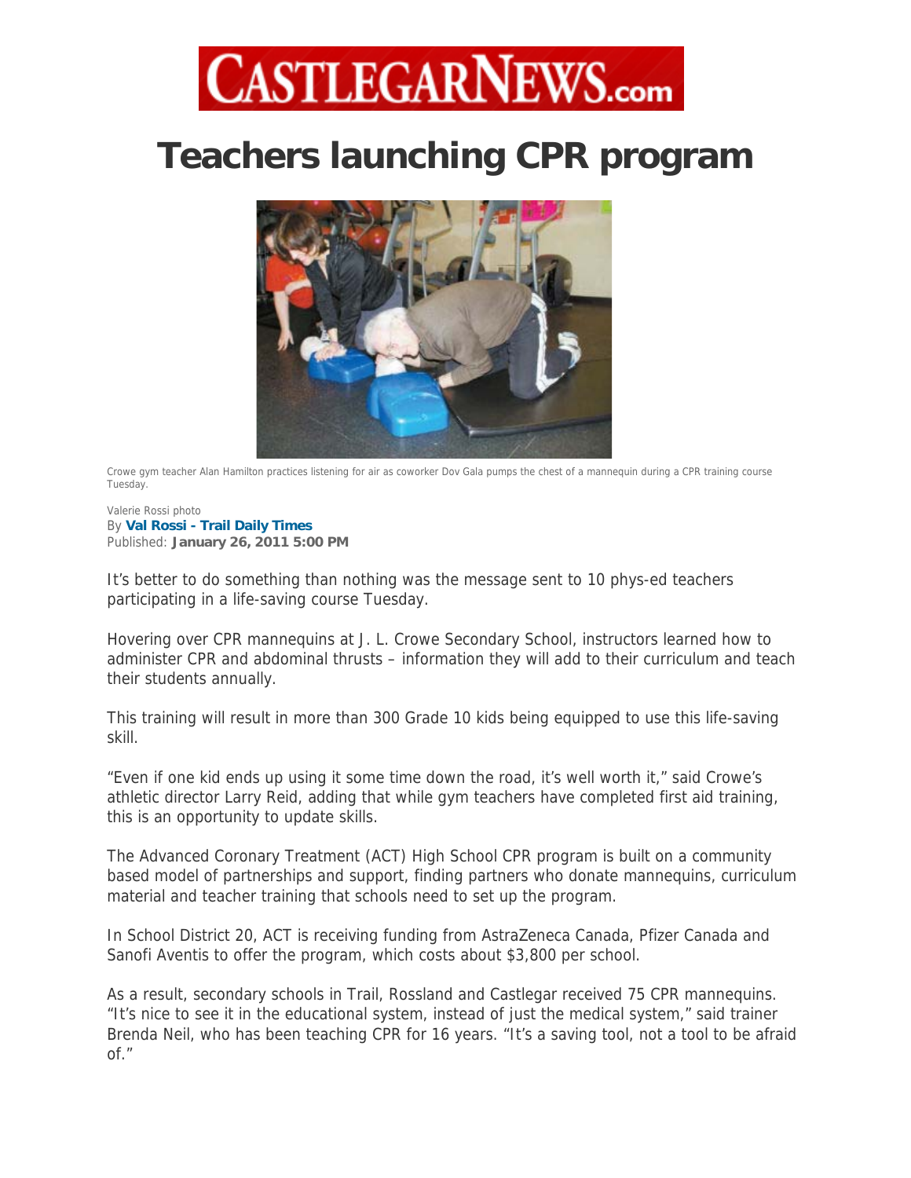# CASTLEGARNEWS.com

# Teachers launching CPR program

Crowe gym teacher Alan Hamilton practices listening for air as coworker Dov Gala pumps the chest of a mannequin during a CPR training course Tuesday.

Valerie Rossi photo
By **Val Rossi - Trail Daily Times**
Published: **January 26, 2011 5:00 PM**

It's better to do something than nothing was the message sent to 10 phys-ed teachers participating in a life-saving course Tuesday.

Hovering over CPR mannequins at J. L. Crowe Secondary School, instructors learned how to administer CPR and abdominal thrusts – information they will add to their curriculum and teach their students annually.

This training will result in more than 300 Grade 10 kids being equipped to use this life-saving skill.

"Even if one kid ends up using it some time down the road, it's well worth it," said Crowe's athletic director Larry Reid, adding that while gym teachers have completed first aid training, this is an opportunity to update skills.

The Advanced Coronary Treatment (ACT) High School CPR program is built on a community based model of partnerships and support, finding partners who donate mannequins, curriculum material and teacher training that schools need to set up the program.

In School District 20, ACT is receiving funding from AstraZeneca Canada, Pfizer Canada and Sanofi Aventis to offer the program, which costs about $3,800 per school.

As a result, secondary schools in Trail, Rossland and Castlegar received 75 CPR mannequins. "It's nice to see it in the educational system, instead of just the medical system," said trainer Brenda Neil, who has been teaching CPR for 16 years. "It's a saving tool, not a tool to be afraid of."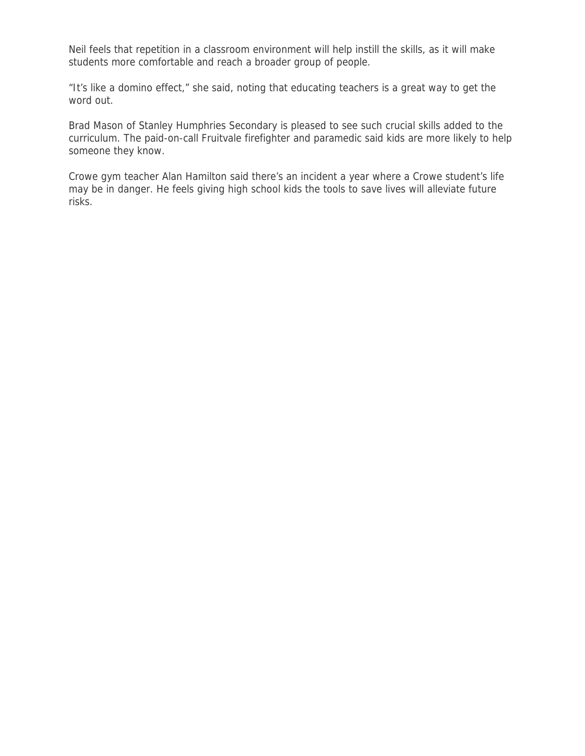Neil feels that repetition in a classroom environment will help instill the skills, as it will make students more comfortable and reach a broader group of people.

“It’s like a domino effect,” she said, noting that educating teachers is a great way to get the word out.

Brad Mason of Stanley Humphries Secondary is pleased to see such crucial skills added to the curriculum. The paid-on-call Fruitvale firefighter and paramedic said kids are more likely to help someone they know.

Crowe gym teacher Alan Hamilton said there’s an incident a year where a Crowe student’s life may be in danger. He feels giving high school kids the tools to save lives will alleviate future risks.